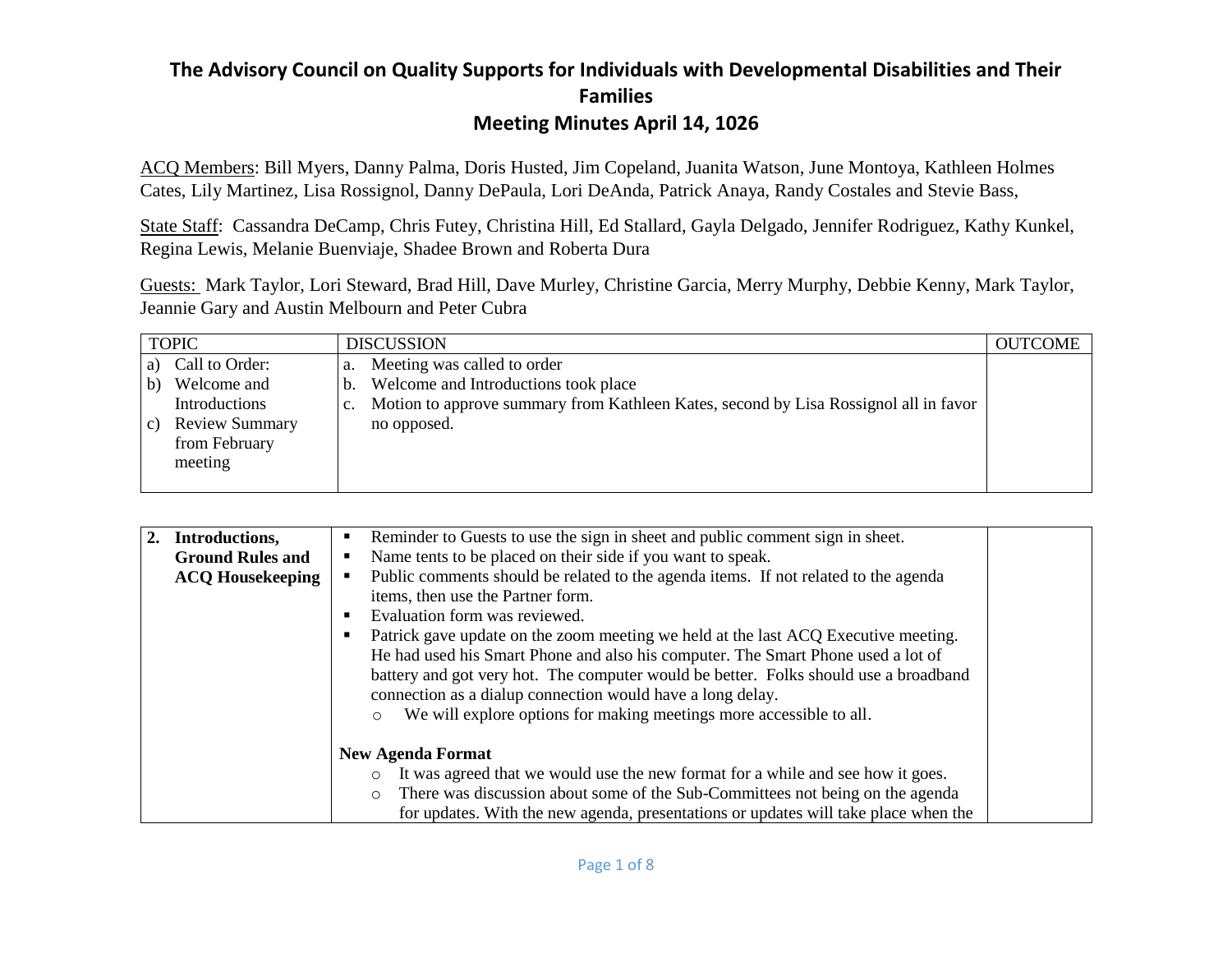# The Advisory Council on Quality Supports for Individuals with Developmental Disabilities and Their Families

## Meeting Minutes April 14, 1026

ACQ Members: Bill Myers, Danny Palma, Doris Husted, Jim Copeland, Juanita Watson, June Montoya, Kathleen Holmes Cates, Lily Martinez, Lisa Rossignol, Danny DePaula, Lori DeAnda, Patrick Anaya, Randy Costales and Stevie Bass,

State Staff: Cassandra DeCamp, Chris Futey, Christina Hill, Ed Stallard, Gayla Delgado, Jennifer Rodriguez, Kathy Kunkel, Regina Lewis, Melanie Buenviaje, Shadee Brown and Roberta Dura

Guests: Mark Taylor, Lori Steward, Brad Hill, Dave Murley, Christine Garcia, Merry Murphy, Debbie Kenny, Mark Taylor, Jeannie Gary and Austin Melbourn and Peter Cubra

| TOPIC | DISCUSSION | OUTCOME |
|---|---|---|
| a) Call to Order:<br>b) Welcome and Introductions<br>c) Review Summary from February meeting | a. Meeting was called to order<br>b. Welcome and Introductions took place<br>c. Motion to approve summary from Kathleen Kates, second by Lisa Rossignol all in favor no opposed. | |

| | | |
|---|---|---|
| **2. Introductions, Ground Rules and ACQ Housekeeping** | ▪ Reminder to Guests to use the sign in sheet and public comment sign in sheet.<br>▪ Name tents to be placed on their side if you want to speak.<br>▪ Public comments should be related to the agenda items. If not related to the agenda items, then use the Partner form.<br>▪ Evaluation form was reviewed.<br>▪ Patrick gave update on the zoom meeting we held at the last ACQ Executive meeting. He had used his Smart Phone and also his computer. The Smart Phone used a lot of battery and got very hot. The computer would be better. Folks should use a broadband connection as a dialup connection would have a long delay.<br>  ○ We will explore options for making meetings more accessible to all.<br><br>**New Agenda Format**<br>  ○ It was agreed that we would use the new format for a while and see how it goes.<br>  ○ There was discussion about some of the Sub-Committees not being on the agenda for updates. With the new agenda, presentations or updates will take place when the | |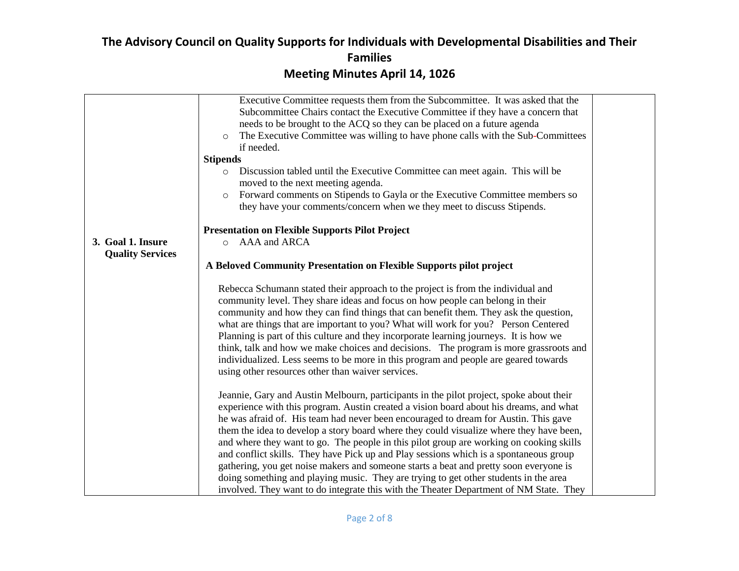# The Advisory Council on Quality Supports for Individuals with Developmental Disabilities and Their Families

## Meeting Minutes April 14, 1026

| | | |
|---|---|---|
| | Executive Committee requests them from the Subcommittee. It was asked that the Subcommittee Chairs contact the Executive Committee if they have a concern that needs to be brought to the ACQ so they can be placed on a future agenda<br>◦ The Executive Committee was willing to have phone calls with the Sub-Committees if needed.<br>**Stipends**<br>◦ Discussion tabled until the Executive Committee can meet again. This will be moved to the next meeting agenda.<br>◦ Forward comments on Stipends to Gayla or the Executive Committee members so they have your comments/concern when we they meet to discuss Stipends. | |
| **3. Goal 1. Insure Quality Services** | **Presentation on Flexible Supports Pilot Project**<br>◦ AAA and ARCA<br><br>**A Beloved Community Presentation on Flexible Supports pilot project**<br><br>Rebecca Schumann stated their approach to the project is from the individual and community level. They share ideas and focus on how people can belong in their community and how they can find things that can benefit them. They ask the question, what are things that are important to you? What will work for you? Person Centered Planning is part of this culture and they incorporate learning journeys. It is how we think, talk and how we make choices and decisions. The program is more grassroots and individualized. Less seems to be more in this program and people are geared towards using other resources other than waiver services.<br><br>Jeannie, Gary and Austin Melbourn, participants in the pilot project, spoke about their experience with this program. Austin created a vision board about his dreams, and what he was afraid of. His team had never been encouraged to dream for Austin. This gave them the idea to develop a story board where they could visualize where they have been, and where they want to go. The people in this pilot group are working on cooking skills and conflict skills. They have Pick up and Play sessions which is a spontaneous group gathering, you get noise makers and someone starts a beat and pretty soon everyone is doing something and playing music. They are trying to get other students in the area involved. They want to do integrate this with the Theater Department of NM State. They | |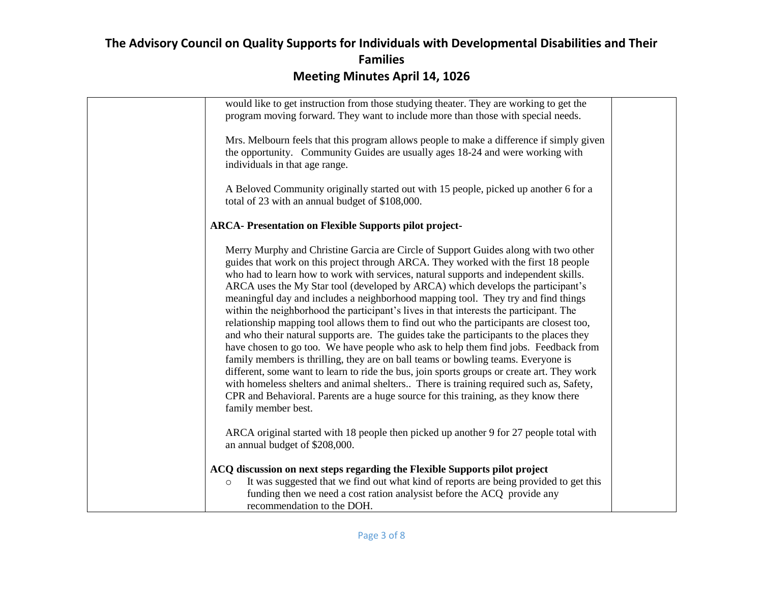| | | |
|---|---|---|
| | would like to get instruction from those studying theater. They are working to get the program moving forward. They want to include more than those with special needs.<br><br>Mrs. Melbourn feels that this program allows people to make a difference if simply given the opportunity. Community Guides are usually ages 18-24 and were working with individuals in that age range.<br><br>A Beloved Community originally started out with 15 people, picked up another 6 for a total of 23 with an annual budget of $108,000.<br><br>**ARCA- Presentation on Flexible Supports pilot project-**<br><br>Merry Murphy and Christine Garcia are Circle of Support Guides along with two other guides that work on this project through ARCA. They worked with the first 18 people who had to learn how to work with services, natural supports and independent skills. ARCA uses the My Star tool (developed by ARCA) which develops the participant's meaningful day and includes a neighborhood mapping tool. They try and find things within the neighborhood the participant's lives in that interests the participant. The relationship mapping tool allows them to find out who the participants are closest too, and who their natural supports are. The guides take the participants to the places they have chosen to go too. We have people who ask to help them find jobs. Feedback from family members is thrilling, they are on ball teams or bowling teams. Everyone is different, some want to learn to ride the bus, join sports groups or create art. They work with homeless shelters and animal shelters.. There is training required such as, Safety, CPR and Behavioral. Parents are a huge source for this training, as they know there family member best.<br><br>ARCA original started with 18 people then picked up another 9 for 27 people total with an annual budget of $208,000.<br><br>**ACQ discussion on next steps regarding the Flexible Supports pilot project**<br>- It was suggested that we find out what kind of reports are being provided to get this funding then we need a cost ration analysist before the ACQ provide any recommendation to the DOH. | |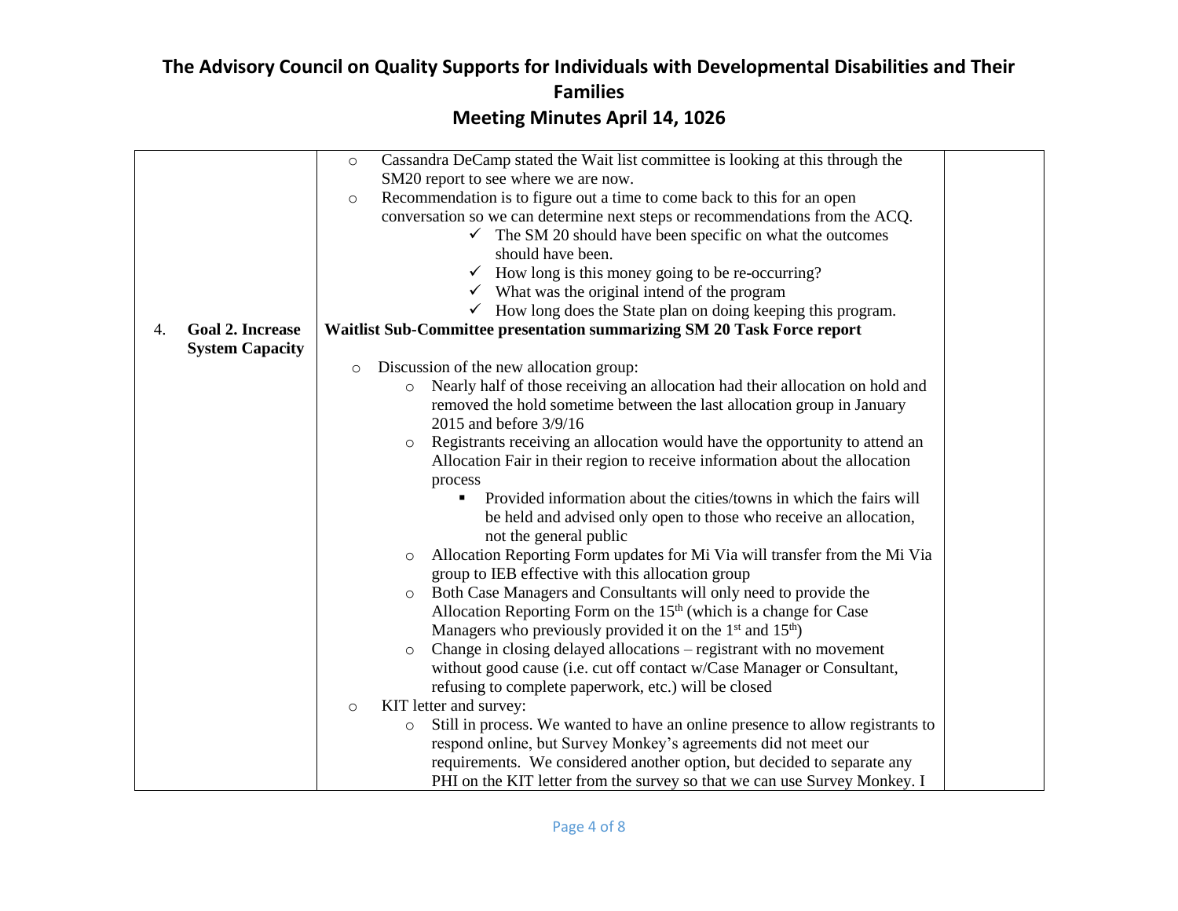# The Advisory Council on Quality Supports for Individuals with Developmental Disabilities and Their Families

## Meeting Minutes April 14, 1026

| | | |
|---|---|---|
| | ○ Cassandra DeCamp stated the Wait list committee is looking at this through the SM20 report to see where we are now.<br>○ Recommendation is to figure out a time to come back to this for an open conversation so we can determine next steps or recommendations from the ACQ.<br>✓ The SM 20 should have been specific on what the outcomes should have been.<br>✓ How long is this money going to be re-occurring?<br>✓ What was the original intend of the program<br>✓ How long does the State plan on doing keeping this program. | |
| 4. **Goal 2. Increase System Capacity** | **Waitlist Sub-Committee presentation summarizing SM 20 Task Force report**<br><br>○ Discussion of the new allocation group:<br>○ Nearly half of those receiving an allocation had their allocation on hold and removed the hold sometime between the last allocation group in January 2015 and before 3/9/16<br>○ Registrants receiving an allocation would have the opportunity to attend an Allocation Fair in their region to receive information about the allocation process<br>▪ Provided information about the cities/towns in which the fairs will be held and advised only open to those who receive an allocation, not the general public<br>○ Allocation Reporting Form updates for Mi Via will transfer from the Mi Via group to IEB effective with this allocation group<br>○ Both Case Managers and Consultants will only need to provide the Allocation Reporting Form on the 15th (which is a change for Case Managers who previously provided it on the 1st and 15th)<br>○ Change in closing delayed allocations – registrant with no movement without good cause (i.e. cut off contact w/Case Manager or Consultant, refusing to complete paperwork, etc.) will be closed<br>○ KIT letter and survey:<br>○ Still in process. We wanted to have an online presence to allow registrants to respond online, but Survey Monkey's agreements did not meet our requirements. We considered another option, but decided to separate any PHI on the KIT letter from the survey so that we can use Survey Monkey. I | |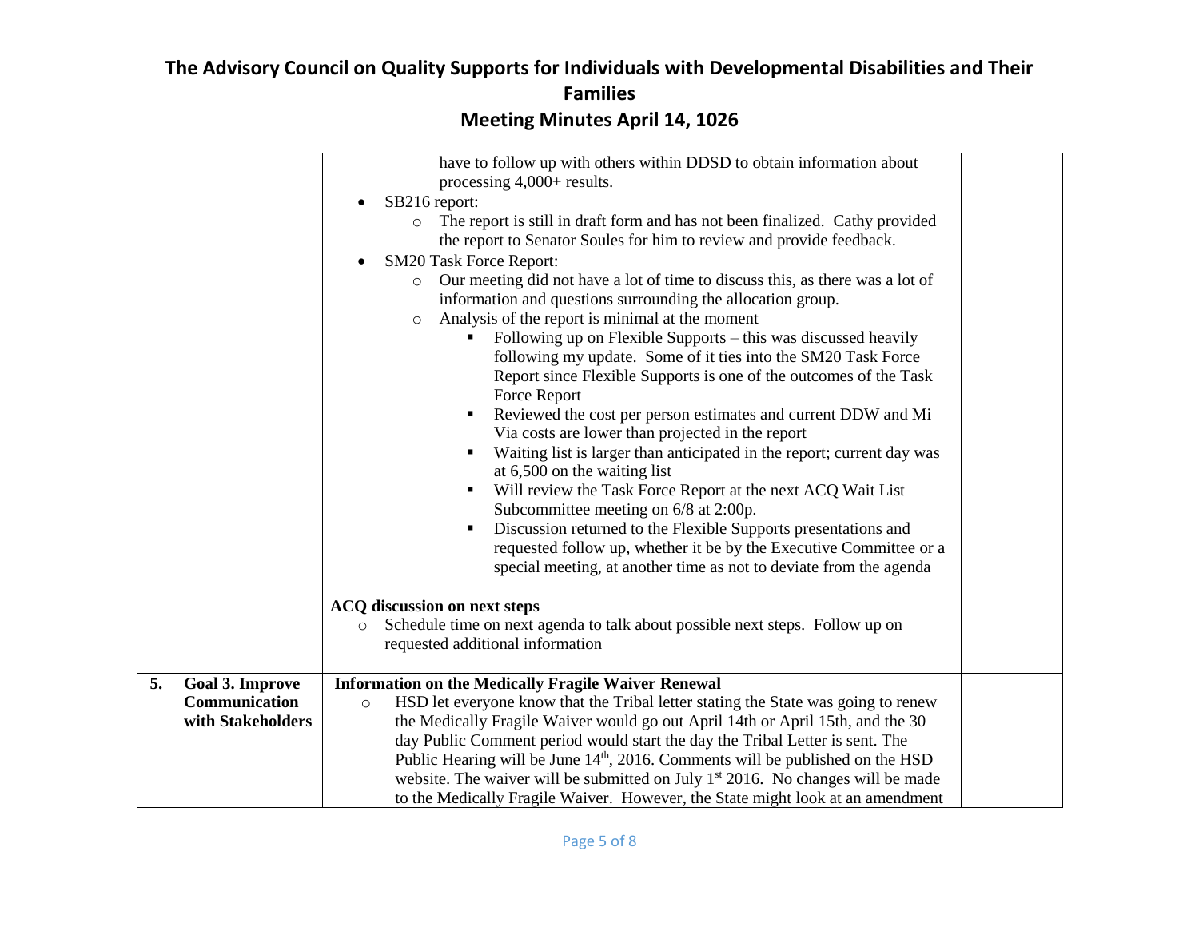# The Advisory Council on Quality Supports for Individuals with Developmental Disabilities and Their Families

## Meeting Minutes April 14, 1026

| | | |
|---|---|---|
| | have to follow up with others within DDSD to obtain information about processing 4,000+ results.<br>• SB216 report:<br>  ○ The report is still in draft form and has not been finalized. Cathy provided the report to Senator Soules for him to review and provide feedback.<br>• SM20 Task Force Report:<br>  ○ Our meeting did not have a lot of time to discuss this, as there was a lot of information and questions surrounding the allocation group.<br>  ○ Analysis of the report is minimal at the moment<br>    ▪ Following up on Flexible Supports – this was discussed heavily following my update. Some of it ties into the SM20 Task Force Report since Flexible Supports is one of the outcomes of the Task Force Report<br>    ▪ Reviewed the cost per person estimates and current DDW and Mi Via costs are lower than projected in the report<br>    ▪ Waiting list is larger than anticipated in the report; current day was at 6,500 on the waiting list<br>    ▪ Will review the Task Force Report at the next ACQ Wait List Subcommittee meeting on 6/8 at 2:00p.<br>    ▪ Discussion returned to the Flexible Supports presentations and requested follow up, whether it be by the Executive Committee or a special meeting, at another time as not to deviate from the agenda<br><br>**ACQ discussion on next steps**<br>  ○ Schedule time on next agenda to talk about possible next steps. Follow up on requested additional information | |
| **5. Goal 3. Improve Communication with Stakeholders** | **Information on the Medically Fragile Waiver Renewal**<br>  ○ HSD let everyone know that the Tribal letter stating the State was going to renew the Medically Fragile Waiver would go out April 14th or April 15th, and the 30 day Public Comment period would start the day the Tribal Letter is sent. The Public Hearing will be June 14th, 2016. Comments will be published on the HSD website. The waiver will be submitted on July 1st 2016. No changes will be made to the Medically Fragile Waiver. However, the State might look at an amendment | |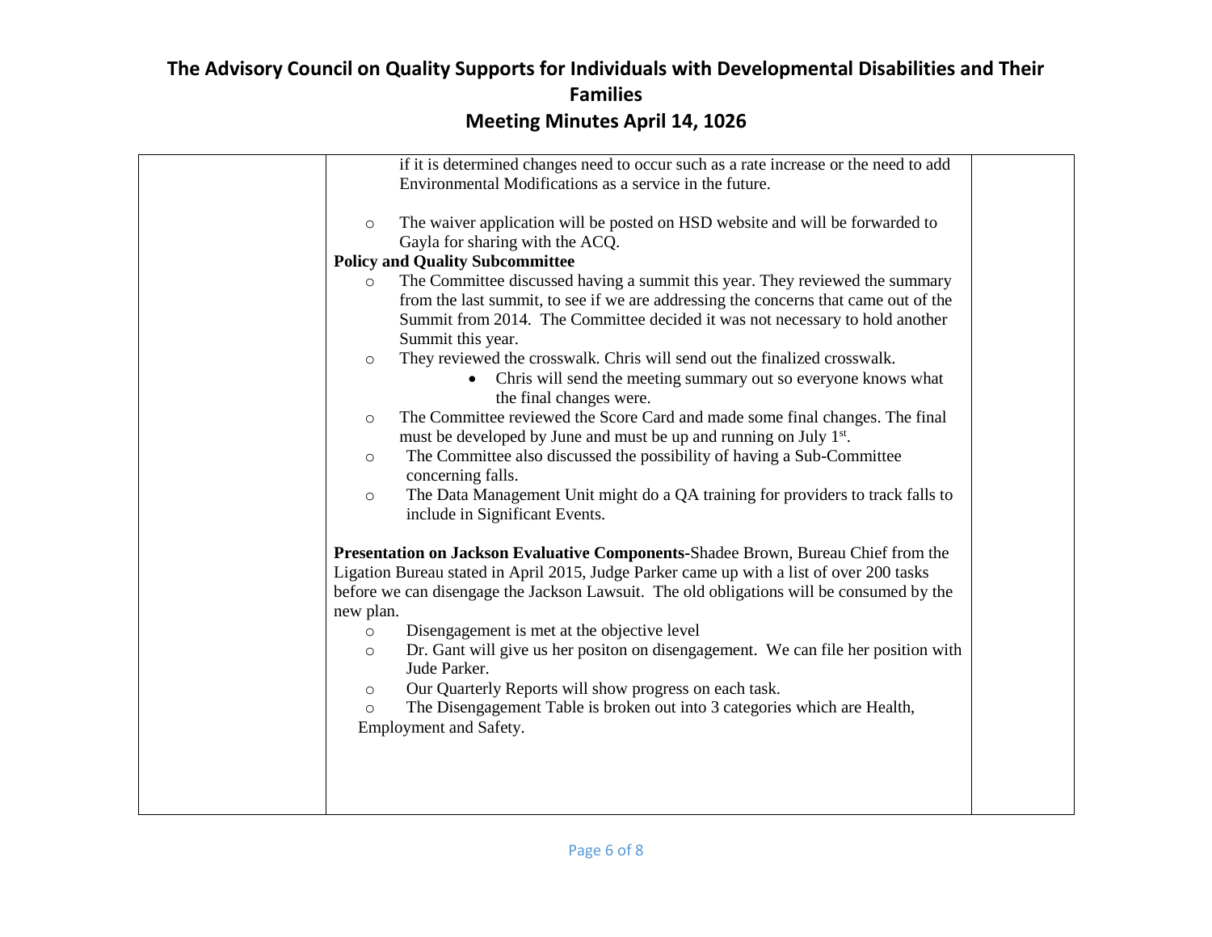| | | |
|---|---|---|
| | if it is determined changes need to occur such as a rate increase or the need to add Environmental Modifications as a service in the future.<br><br>○ The waiver application will be posted on HSD website and will be forwarded to Gayla for sharing with the ACQ.<br>**Policy and Quality Subcommittee**<br>○ The Committee discussed having a summit this year. They reviewed the summary from the last summit, to see if we are addressing the concerns that came out of the Summit from 2014. The Committee decided it was not necessary to hold another Summit this year.<br>○ They reviewed the crosswalk. Chris will send out the finalized crosswalk.<br>• Chris will send the meeting summary out so everyone knows what the final changes were.<br>○ The Committee reviewed the Score Card and made some final changes. The final must be developed by June and must be up and running on July 1st.<br>○ The Committee also discussed the possibility of having a Sub-Committee concerning falls.<br>○ The Data Management Unit might do a QA training for providers to track falls to include in Significant Events.<br><br>**Presentation on Jackson Evaluative Components**-Shadee Brown, Bureau Chief from the Ligation Bureau stated in April 2015, Judge Parker came up with a list of over 200 tasks before we can disengage the Jackson Lawsuit. The old obligations will be consumed by the new plan.<br>○ Disengagement is met at the objective level<br>○ Dr. Gant will give us her positon on disengagement. We can file her position with Jude Parker.<br>○ Our Quarterly Reports will show progress on each task.<br>○ The Disengagement Table is broken out into 3 categories which are Health, Employment and Safety. | |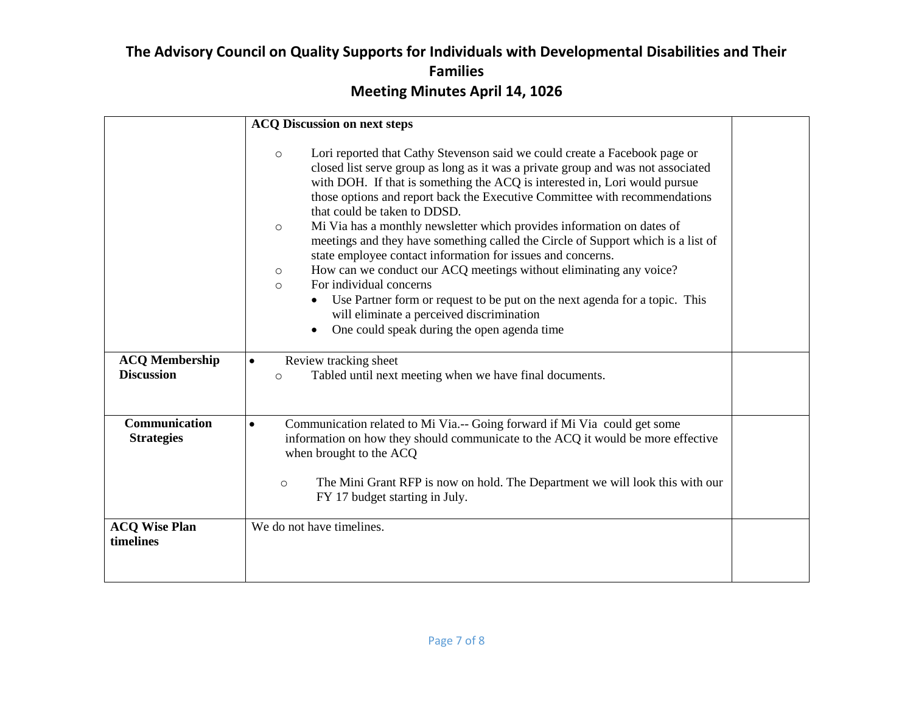# The Advisory Council on Quality Supports for Individuals with Developmental Disabilities and Their Families

## Meeting Minutes April 14, 1026

| | | |
|---|---|---|
| | **ACQ Discussion on next steps**<br><br>○ Lori reported that Cathy Stevenson said we could create a Facebook page or closed list serve group as long as it was a private group and was not associated with DOH. If that is something the ACQ is interested in, Lori would pursue those options and report back the Executive Committee with recommendations that could be taken to DDSD.<br>○ Mi Via has a monthly newsletter which provides information on dates of meetings and they have something called the Circle of Support which is a list of state employee contact information for issues and concerns.<br>○ How can we conduct our ACQ meetings without eliminating any voice?<br>○ For individual concerns<br>• Use Partner form or request to be put on the next agenda for a topic. This will eliminate a perceived discrimination<br>• One could speak during the open agenda time | |
| **ACQ Membership Discussion** | • Review tracking sheet<br>○ Tabled until next meeting when we have final documents. | |
| **Communication Strategies** | • Communication related to Mi Via.-- Going forward if Mi Via could get some information on how they should communicate to the ACQ it would be more effective when brought to the ACQ<br><br>○ The Mini Grant RFP is now on hold. The Department we will look this with our FY 17 budget starting in July. | |
| **ACQ Wise Plan timelines** | We do not have timelines. | |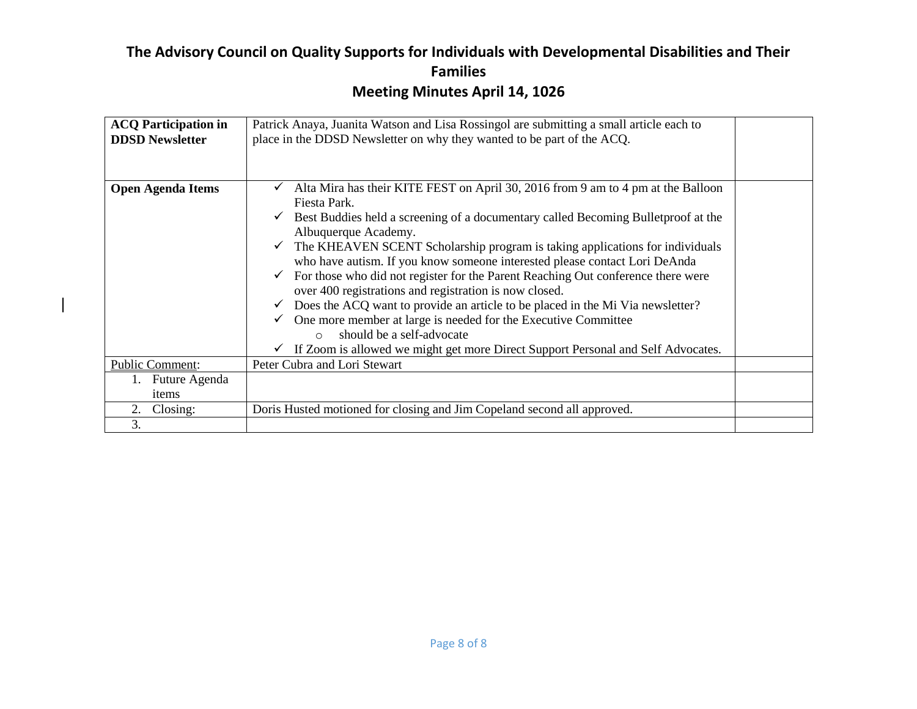# The Advisory Council on Quality Supports for Individuals with Developmental Disabilities and Their Families

## Meeting Minutes April 14, 1026

| | | |
|---|---|---|
| **ACQ Participation in DDSD Newsletter** | Patrick Anaya, Juanita Watson and Lisa Rossingol are submitting a small article each to place in the DDSD Newsletter on why they wanted to be part of the ACQ. | |
| **Open Agenda Items** | ✓ Alta Mira has their KITE FEST on April 30, 2016 from 9 am to 4 pm at the Balloon Fiesta Park.<br>✓ Best Buddies held a screening of a documentary called Becoming Bulletproof at the Albuquerque Academy.<br>✓ The KHEAVEN SCENT Scholarship program is taking applications for individuals who have autism. If you know someone interested please contact Lori DeAnda<br>✓ For those who did not register for the Parent Reaching Out conference there were over 400 registrations and registration is now closed.<br>✓ Does the ACQ want to provide an article to be placed in the Mi Via newsletter?<br>✓ One more member at large is needed for the Executive Committee<br>○ should be a self-advocate<br>✓ If Zoom is allowed we might get more Direct Support Personal and Self Advocates. | |
| Public Comment: | Peter Cubra and Lori Stewart | |
| 1. Future Agenda items | | |
| 2. Closing: | Doris Husted motioned for closing and Jim Copeland second all approved. | |
| 3. | | |